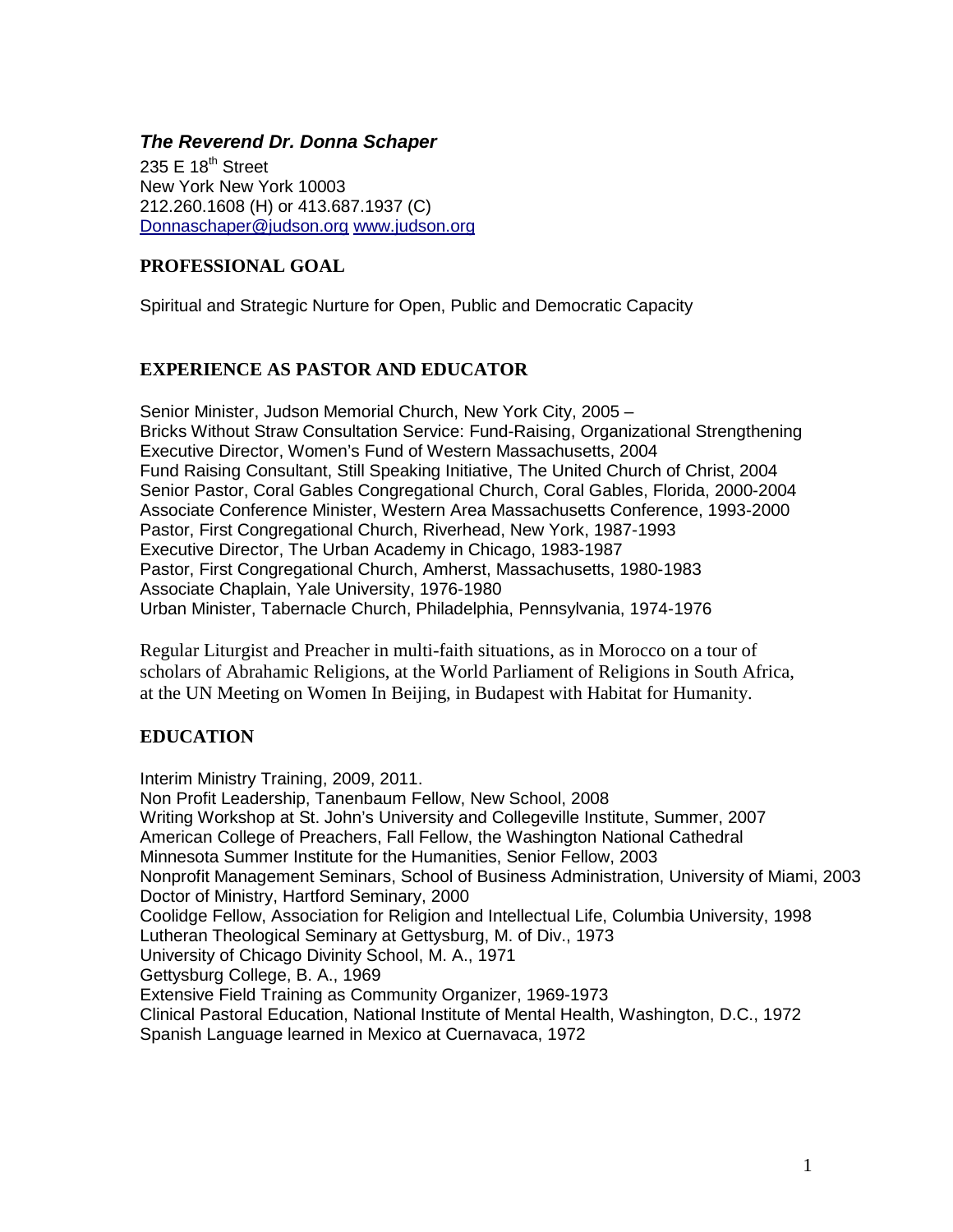***The Reverend Dr. Donna Schaper***

235 E 18th Street
New York New York 10003
212.260.1608 (H) or 413.687.1937 (C)
Donnaschaper@judson.org www.judson.org

## PROFESSIONAL GOAL

Spiritual and Strategic Nurture for Open, Public and Democratic Capacity

## EXPERIENCE AS PASTOR AND EDUCATOR

Senior Minister, Judson Memorial Church, New York City, 2005 –
Bricks Without Straw Consultation Service: Fund-Raising, Organizational Strengthening
Executive Director, Women's Fund of Western Massachusetts, 2004
Fund Raising Consultant, Still Speaking Initiative, The United Church of Christ, 2004
Senior Pastor, Coral Gables Congregational Church, Coral Gables, Florida, 2000-2004
Associate Conference Minister, Western Area Massachusetts Conference, 1993-2000
Pastor, First Congregational Church, Riverhead, New York, 1987-1993
Executive Director, The Urban Academy in Chicago, 1983-1987
Pastor, First Congregational Church, Amherst, Massachusetts, 1980-1983
Associate Chaplain, Yale University, 1976-1980
Urban Minister, Tabernacle Church, Philadelphia, Pennsylvania, 1974-1976

Regular Liturgist and Preacher in multi-faith situations, as in Morocco on a tour of scholars of Abrahamic Religions, at the World Parliament of Religions in South Africa, at the UN Meeting on Women In Beijing, in Budapest with Habitat for Humanity.

## EDUCATION

Interim Ministry Training, 2009, 2011.
Non Profit Leadership, Tanenbaum Fellow, New School, 2008
Writing Workshop at St. John's University and Collegeville Institute, Summer, 2007
American College of Preachers, Fall Fellow, the Washington National Cathedral
Minnesota Summer Institute for the Humanities, Senior Fellow, 2003
Nonprofit Management Seminars, School of Business Administration, University of Miami, 2003
Doctor of Ministry, Hartford Seminary, 2000
Coolidge Fellow, Association for Religion and Intellectual Life, Columbia University, 1998
Lutheran Theological Seminary at Gettysburg, M. of Div., 1973
University of Chicago Divinity School, M. A., 1971
Gettysburg College, B. A., 1969
Extensive Field Training as Community Organizer, 1969-1973
Clinical Pastoral Education, National Institute of Mental Health, Washington, D.C., 1972
Spanish Language learned in Mexico at Cuernavaca, 1972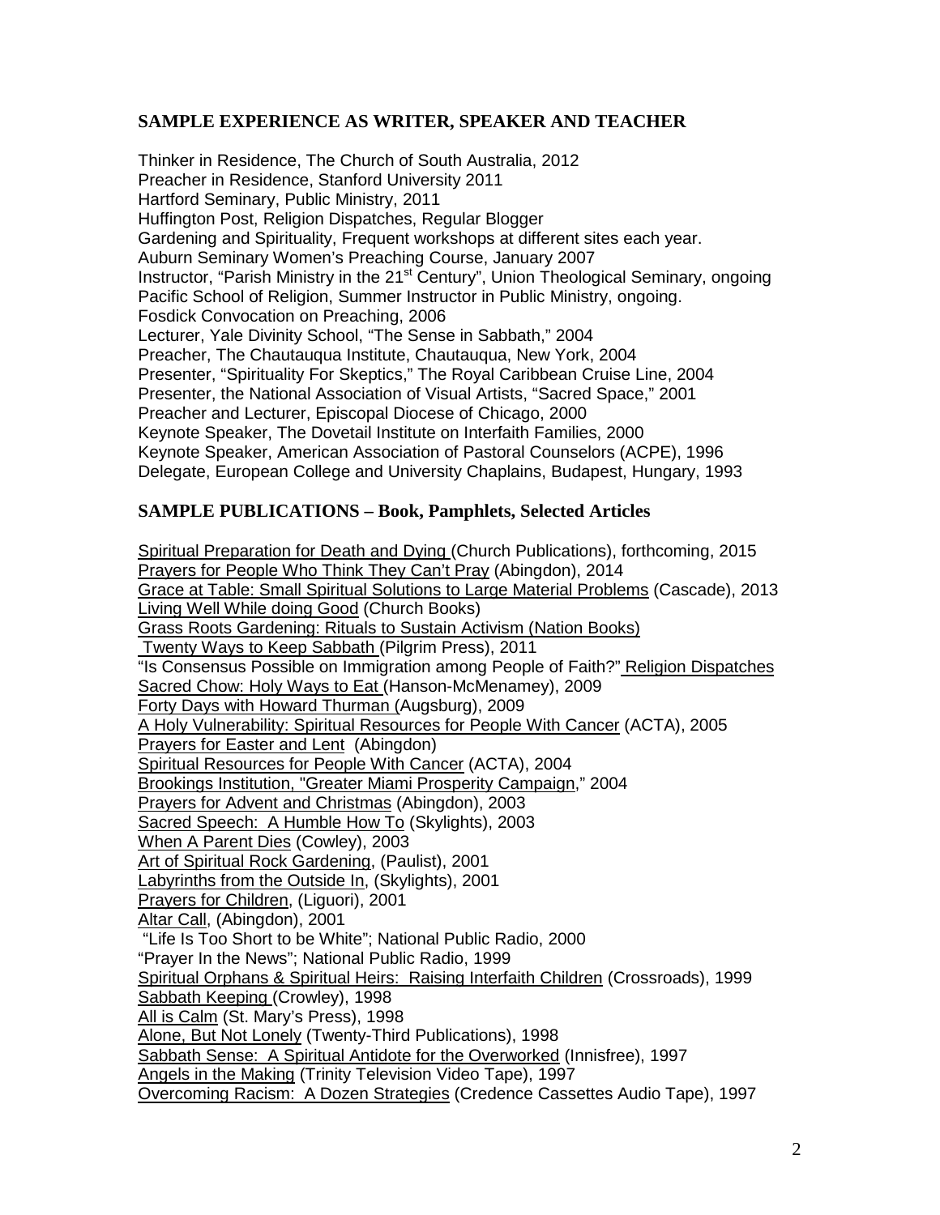## SAMPLE EXPERIENCE AS WRITER, SPEAKER AND TEACHER

Thinker in Residence, The Church of South Australia, 2012
Preacher in Residence, Stanford University 2011
Hartford Seminary, Public Ministry, 2011
Huffington Post, Religion Dispatches, Regular Blogger
Gardening and Spirituality, Frequent workshops at different sites each year.
Auburn Seminary Women's Preaching Course, January 2007
Instructor, "Parish Ministry in the 21st Century", Union Theological Seminary, ongoing
Pacific School of Religion, Summer Instructor in Public Ministry, ongoing.
Fosdick Convocation on Preaching, 2006
Lecturer, Yale Divinity School, "The Sense in Sabbath," 2004
Preacher, The Chautauqua Institute, Chautauqua, New York, 2004
Presenter, "Spirituality For Skeptics," The Royal Caribbean Cruise Line, 2004
Presenter, the National Association of Visual Artists, "Sacred Space," 2001
Preacher and Lecturer, Episcopal Diocese of Chicago, 2000
Keynote Speaker, The Dovetail Institute on Interfaith Families, 2000
Keynote Speaker, American Association of Pastoral Counselors (ACPE), 1996
Delegate, European College and University Chaplains, Budapest, Hungary, 1993

## SAMPLE PUBLICATIONS – Book, Pamphlets, Selected Articles

Spiritual Preparation for Death and Dying (Church Publications), forthcoming, 2015
Prayers for People Who Think They Can't Pray (Abingdon), 2014
Grace at Table: Small Spiritual Solutions to Large Material Problems (Cascade), 2013
Living Well While doing Good (Church Books)
Grass Roots Gardening: Rituals to Sustain Activism (Nation Books)
Twenty Ways to Keep Sabbath (Pilgrim Press), 2011
"Is Consensus Possible on Immigration among People of Faith?" Religion Dispatches
Sacred Chow: Holy Ways to Eat (Hanson-McMenamey), 2009
Forty Days with Howard Thurman (Augsburg), 2009
A Holy Vulnerability: Spiritual Resources for People With Cancer (ACTA), 2005
Prayers for Easter and Lent (Abingdon)
Spiritual Resources for People With Cancer (ACTA), 2004
Brookings Institution, "Greater Miami Prosperity Campaign," 2004
Prayers for Advent and Christmas (Abingdon), 2003
Sacred Speech: A Humble How To (Skylights), 2003
When A Parent Dies (Cowley), 2003
Art of Spiritual Rock Gardening, (Paulist), 2001
Labyrinths from the Outside In, (Skylights), 2001
Prayers for Children, (Liguori), 2001
Altar Call, (Abingdon), 2001
"Life Is Too Short to be White"; National Public Radio, 2000
"Prayer In the News"; National Public Radio, 1999
Spiritual Orphans & Spiritual Heirs: Raising Interfaith Children (Crossroads), 1999
Sabbath Keeping (Crowley), 1998
All is Calm (St. Mary's Press), 1998
Alone, But Not Lonely (Twenty-Third Publications), 1998
Sabbath Sense: A Spiritual Antidote for the Overworked (Innisfree), 1997
Angels in the Making (Trinity Television Video Tape), 1997
Overcoming Racism: A Dozen Strategies (Credence Cassettes Audio Tape), 1997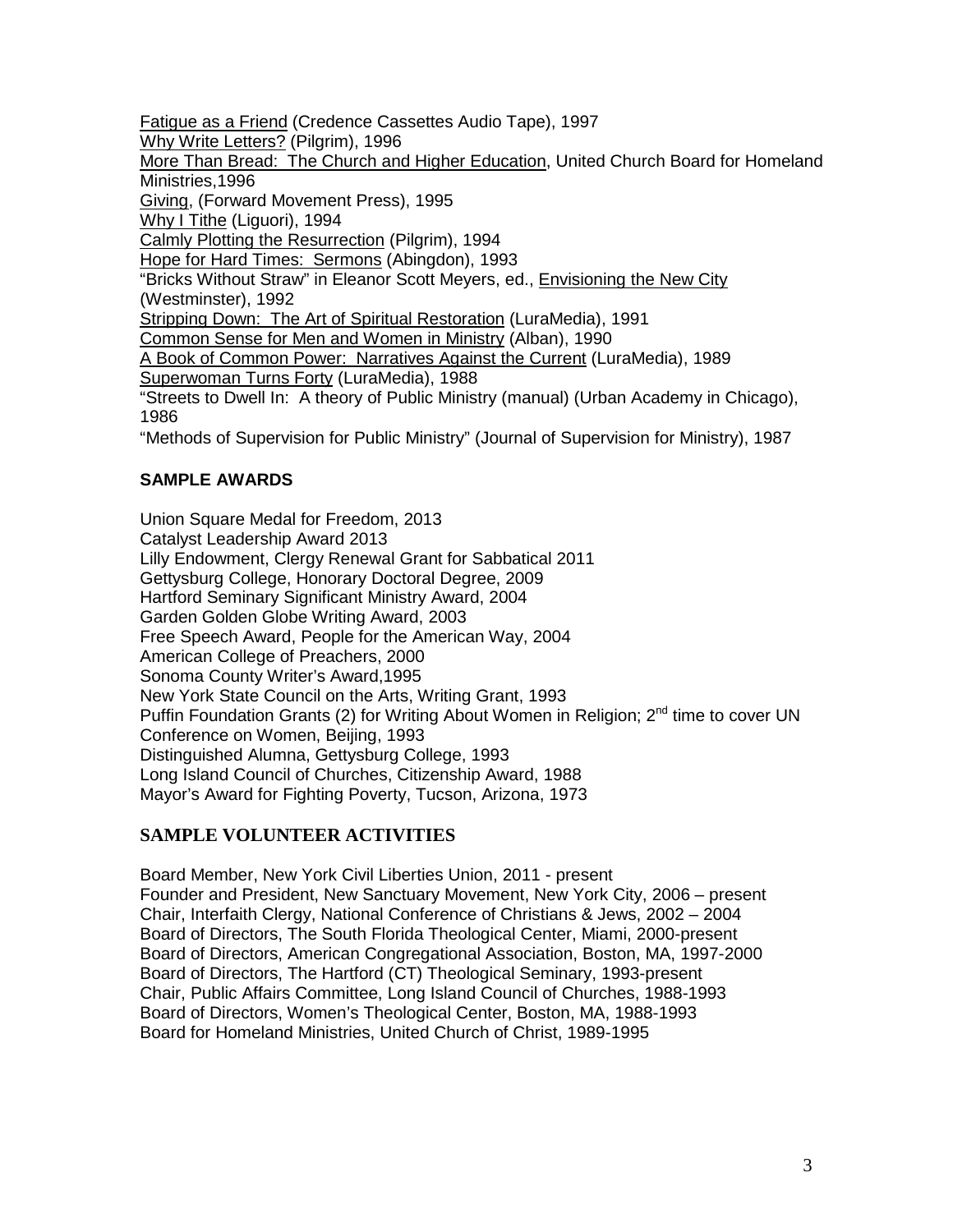Fatigue as a Friend (Credence Cassettes Audio Tape), 1997
Why Write Letters? (Pilgrim), 1996
More Than Bread: The Church and Higher Education, United Church Board for Homeland Ministries,1996
Giving, (Forward Movement Press), 1995
Why I Tithe (Liguori), 1994
Calmly Plotting the Resurrection (Pilgrim), 1994
Hope for Hard Times: Sermons (Abingdon), 1993
"Bricks Without Straw" in Eleanor Scott Meyers, ed., Envisioning the New City (Westminster), 1992
Stripping Down: The Art of Spiritual Restoration (LuraMedia), 1991
Common Sense for Men and Women in Ministry (Alban), 1990
A Book of Common Power: Narratives Against the Current (LuraMedia), 1989
Superwoman Turns Forty (LuraMedia), 1988
"Streets to Dwell In: A theory of Public Ministry (manual) (Urban Academy in Chicago), 1986
"Methods of Supervision for Public Ministry" (Journal of Supervision for Ministry), 1987

## SAMPLE AWARDS

Union Square Medal for Freedom, 2013
Catalyst Leadership Award 2013
Lilly Endowment, Clergy Renewal Grant for Sabbatical 2011
Gettysburg College, Honorary Doctoral Degree, 2009
Hartford Seminary Significant Ministry Award, 2004
Garden Golden Globe Writing Award, 2003
Free Speech Award, People for the American Way, 2004
American College of Preachers, 2000
Sonoma County Writer's Award,1995
New York State Council on the Arts, Writing Grant, 1993
Puffin Foundation Grants (2) for Writing About Women in Religion; 2nd time to cover UN Conference on Women, Beijing, 1993
Distinguished Alumna, Gettysburg College, 1993
Long Island Council of Churches, Citizenship Award, 1988
Mayor's Award for Fighting Poverty, Tucson, Arizona, 1973

## SAMPLE VOLUNTEER ACTIVITIES

Board Member, New York Civil Liberties Union, 2011 - present
Founder and President, New Sanctuary Movement, New York City, 2006 – present
Chair, Interfaith Clergy, National Conference of Christians & Jews, 2002 – 2004
Board of Directors, The South Florida Theological Center, Miami, 2000-present
Board of Directors, American Congregational Association, Boston, MA, 1997-2000
Board of Directors, The Hartford (CT) Theological Seminary, 1993-present
Chair, Public Affairs Committee, Long Island Council of Churches, 1988-1993
Board of Directors, Women's Theological Center, Boston, MA, 1988-1993
Board for Homeland Ministries, United Church of Christ, 1989-1995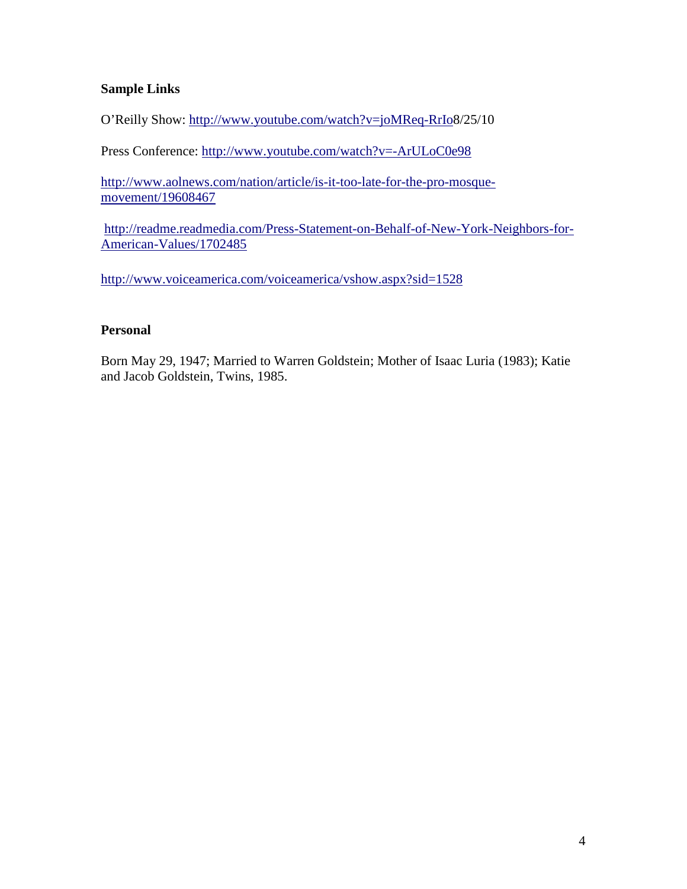**Sample Links**

O'Reilly Show: http://www.youtube.com/watch?v=joMReq-RrIo8/25/10

Press Conference: http://www.youtube.com/watch?v=-ArULoC0e98

http://www.aolnews.com/nation/article/is-it-too-late-for-the-pro-mosque-movement/19608467

http://readme.readmedia.com/Press-Statement-on-Behalf-of-New-York-Neighbors-for-American-Values/1702485

http://www.voiceamerica.com/voiceamerica/vshow.aspx?sid=1528

**Personal**

Born May 29, 1947; Married to Warren Goldstein; Mother of Isaac Luria (1983); Katie and Jacob Goldstein, Twins, 1985.